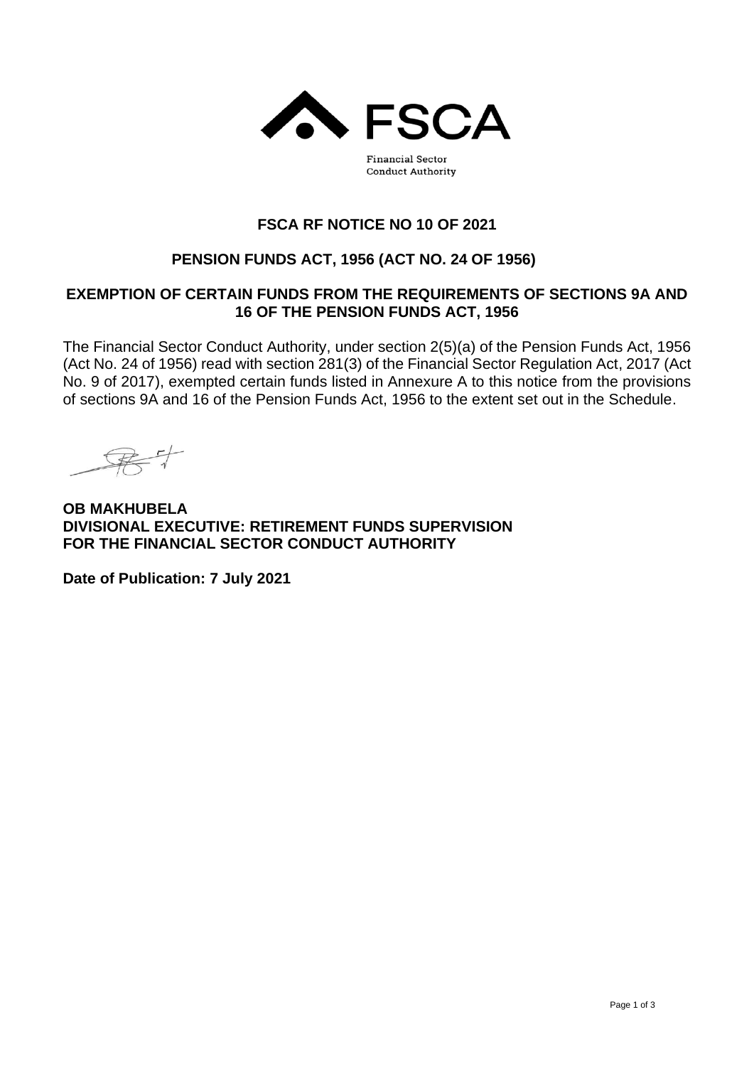FSCA

Financial Sector Conduct Authority

**FSCA RF NOTICE NO 10 OF 2021**

**PENSION FUNDS ACT, 1956 (ACT NO. 24 OF 1956)**

**EXEMPTION OF CERTAIN FUNDS FROM THE REQUIREMENTS OF SECTIONS 9A AND 16 OF THE PENSION FUNDS ACT, 1956**

The Financial Sector Conduct Authority, under section 2(5)(a) of the Pension Funds Act, 1956 (Act No. 24 of 1956) read with section 281(3) of the Financial Sector Regulation Act, 2017 (Act No. 9 of 2017), exempted certain funds listed in Annexure A to this notice from the provisions of sections 9A and 16 of the Pension Funds Act, 1956 to the extent set out in the Schedule.

**OB MAKHUBELA**
**DIVISIONAL EXECUTIVE: RETIREMENT FUNDS SUPERVISION**
**FOR THE FINANCIAL SECTOR CONDUCT AUTHORITY**

**Date of Publication: 7 July 2021**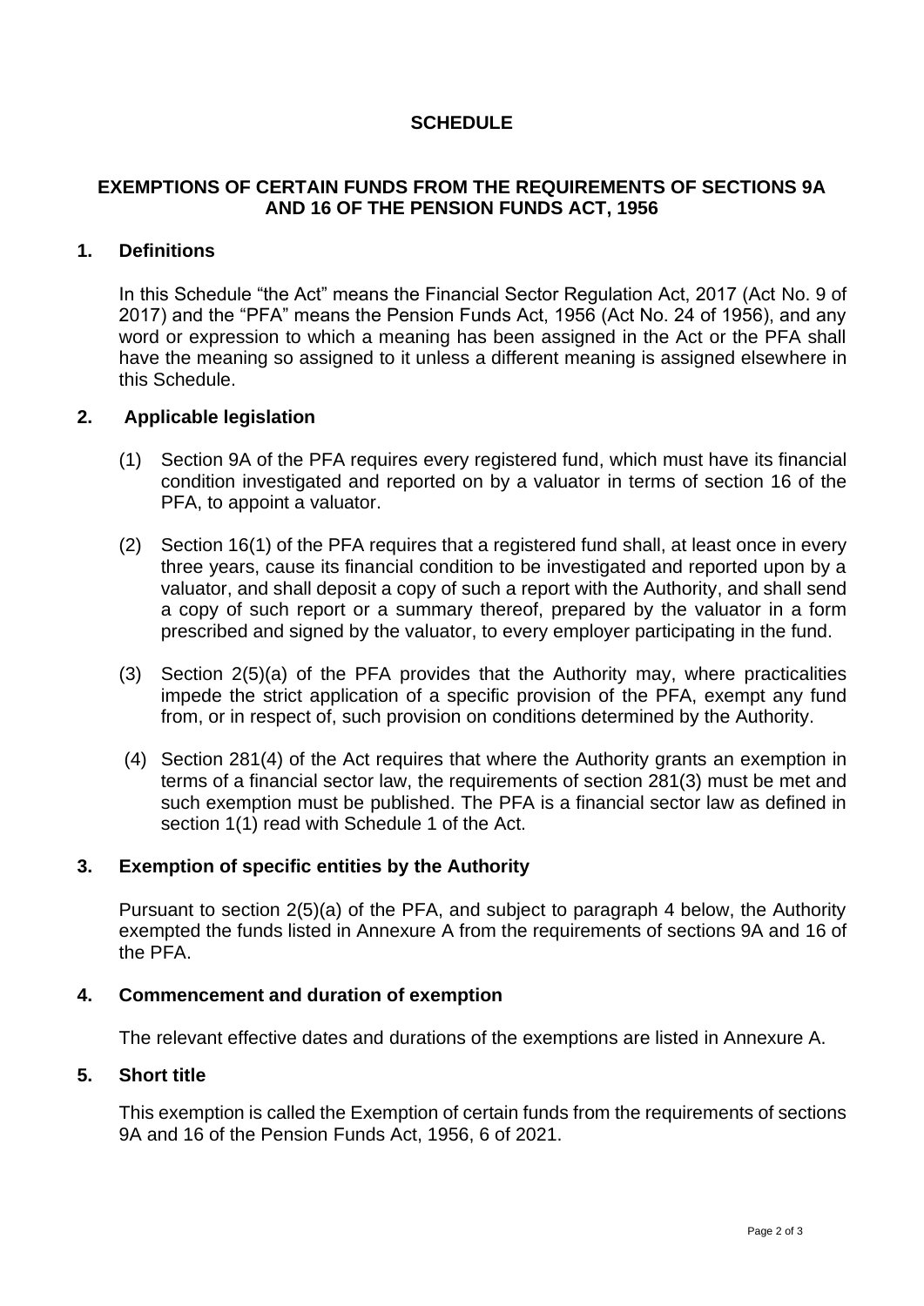# SCHEDULE

## EXEMPTIONS OF CERTAIN FUNDS FROM THE REQUIREMENTS OF SECTIONS 9A AND 16 OF THE PENSION FUNDS ACT, 1956

### 1. Definitions

In this Schedule "the Act" means the Financial Sector Regulation Act, 2017 (Act No. 9 of 2017) and the "PFA" means the Pension Funds Act, 1956 (Act No. 24 of 1956), and any word or expression to which a meaning has been assigned in the Act or the PFA shall have the meaning so assigned to it unless a different meaning is assigned elsewhere in this Schedule.

### 2. Applicable legislation

(1) Section 9A of the PFA requires every registered fund, which must have its financial condition investigated and reported on by a valuator in terms of section 16 of the PFA, to appoint a valuator.

(2) Section 16(1) of the PFA requires that a registered fund shall, at least once in every three years, cause its financial condition to be investigated and reported upon by a valuator, and shall deposit a copy of such a report with the Authority, and shall send a copy of such report or a summary thereof, prepared by the valuator in a form prescribed and signed by the valuator, to every employer participating in the fund.

(3) Section 2(5)(a) of the PFA provides that the Authority may, where practicalities impede the strict application of a specific provision of the PFA, exempt any fund from, or in respect of, such provision on conditions determined by the Authority.

(4) Section 281(4) of the Act requires that where the Authority grants an exemption in terms of a financial sector law, the requirements of section 281(3) must be met and such exemption must be published. The PFA is a financial sector law as defined in section 1(1) read with Schedule 1 of the Act.

### 3. Exemption of specific entities by the Authority

Pursuant to section 2(5)(a) of the PFA, and subject to paragraph 4 below, the Authority exempted the funds listed in Annexure A from the requirements of sections 9A and 16 of the PFA.

### 4. Commencement and duration of exemption

The relevant effective dates and durations of the exemptions are listed in Annexure A.

### 5. Short title

This exemption is called the Exemption of certain funds from the requirements of sections 9A and 16 of the Pension Funds Act, 1956, 6 of 2021.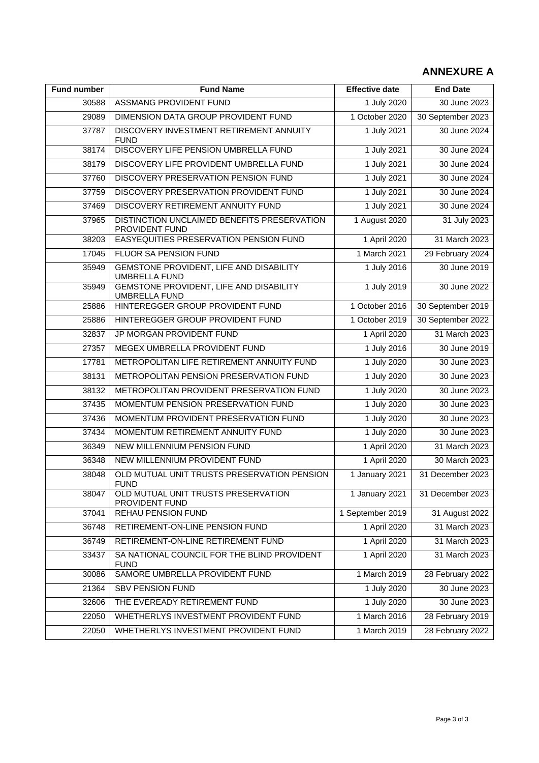# ANNEXURE A

| Fund number | Fund Name | Effective date | End Date |
|---|---|---|---|
| 30588 | ASSMANG PROVIDENT FUND | 1 July 2020 | 30 June 2023 |
| 29089 | DIMENSION DATA GROUP PROVIDENT FUND | 1 October 2020 | 30 September 2023 |
| 37787 | DISCOVERY INVESTMENT RETIREMENT ANNUITY FUND | 1 July 2021 | 30 June 2024 |
| 38174 | DISCOVERY LIFE PENSION UMBRELLA FUND | 1 July 2021 | 30 June 2024 |
| 38179 | DISCOVERY LIFE PROVIDENT UMBRELLA FUND | 1 July 2021 | 30 June 2024 |
| 37760 | DISCOVERY PRESERVATION PENSION FUND | 1 July 2021 | 30 June 2024 |
| 37759 | DISCOVERY PRESERVATION PROVIDENT FUND | 1 July 2021 | 30 June 2024 |
| 37469 | DISCOVERY RETIREMENT ANNUITY FUND | 1 July 2021 | 30 June 2024 |
| 37965 | DISTINCTION UNCLAIMED BENEFITS PRESERVATION PROVIDENT FUND | 1 August 2020 | 31 July 2023 |
| 38203 | EASYEQUITIES PRESERVATION PENSION FUND | 1 April 2020 | 31 March 2023 |
| 17045 | FLUOR SA PENSION FUND | 1 March 2021 | 29 February 2024 |
| 35949 | GEMSTONE PROVIDENT, LIFE AND DISABILITY UMBRELLA FUND | 1 July 2016 | 30 June 2019 |
| 35949 | GEMSTONE PROVIDENT, LIFE AND DISABILITY UMBRELLA FUND | 1 July 2019 | 30 June 2022 |
| 25886 | HINTEREGGER GROUP PROVIDENT FUND | 1 October 2016 | 30 September 2019 |
| 25886 | HINTEREGGER GROUP PROVIDENT FUND | 1 October 2019 | 30 September 2022 |
| 32837 | JP MORGAN PROVIDENT FUND | 1 April 2020 | 31 March 2023 |
| 27357 | MEGEX UMBRELLA PROVIDENT FUND | 1 July 2016 | 30 June 2019 |
| 17781 | METROPOLITAN LIFE RETIREMENT ANNUITY FUND | 1 July 2020 | 30 June 2023 |
| 38131 | METROPOLITAN PENSION PRESERVATION FUND | 1 July 2020 | 30 June 2023 |
| 38132 | METROPOLITAN PROVIDENT PRESERVATION FUND | 1 July 2020 | 30 June 2023 |
| 37435 | MOMENTUM PENSION PRESERVATION FUND | 1 July 2020 | 30 June 2023 |
| 37436 | MOMENTUM PROVIDENT PRESERVATION FUND | 1 July 2020 | 30 June 2023 |
| 37434 | MOMENTUM RETIREMENT ANNUITY FUND | 1 July 2020 | 30 June 2023 |
| 36349 | NEW MILLENNIUM PENSION FUND | 1 April 2020 | 31 March 2023 |
| 36348 | NEW MILLENNIUM PROVIDENT FUND | 1 April 2020 | 30 March 2023 |
| 38048 | OLD MUTUAL UNIT TRUSTS PRESERVATION PENSION FUND | 1 January 2021 | 31 December 2023 |
| 38047 | OLD MUTUAL UNIT TRUSTS PRESERVATION PROVIDENT FUND | 1 January 2021 | 31 December 2023 |
| 37041 | REHAU PENSION FUND | 1 September 2019 | 31 August 2022 |
| 36748 | RETIREMENT-ON-LINE PENSION FUND | 1 April 2020 | 31 March 2023 |
| 36749 | RETIREMENT-ON-LINE RETIREMENT FUND | 1 April 2020 | 31 March 2023 |
| 33437 | SA NATIONAL COUNCIL FOR THE BLIND PROVIDENT FUND | 1 April 2020 | 31 March 2023 |
| 30086 | SAMORE UMBRELLA PROVIDENT FUND | 1 March 2019 | 28 February 2022 |
| 21364 | SBV PENSION FUND | 1 July 2020 | 30 June 2023 |
| 32606 | THE EVEREADY RETIREMENT FUND | 1 July 2020 | 30 June 2023 |
| 22050 | WHETHERLYS INVESTMENT PROVIDENT FUND | 1 March 2016 | 28 February 2019 |
| 22050 | WHETHERLYS INVESTMENT PROVIDENT FUND | 1 March 2019 | 28 February 2022 |